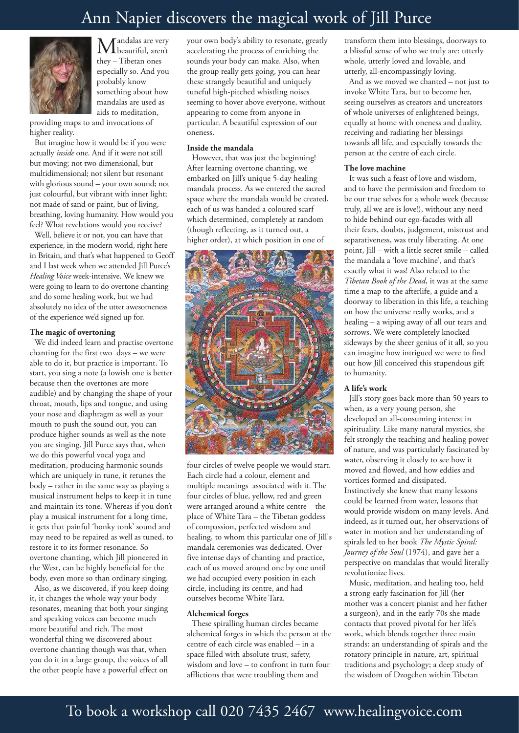# Ann Napier discovers the magical work of Jill Purce

Mandalas are very beautiful, aren't they – Tibetan ones especially so. And you probably know something about how mandalas are used as aids to meditation, providing maps to and invocations of higher reality.

But imagine how it would be if you were actually *inside* one. And if it were not still but moving; not two dimensional, but multidimensional; not silent but resonant with glorious sound – your own sound; not just colourful, but vibrant with inner light; not made of sand or paint, but of living, breathing, loving humanity. How would you feel? What revelations would you receive?

Well, believe it or not, you can have that experience, in the modern world, right here in Britain, and that's what happened to Geoff and I last week when we attended Jill Purce's *Healing Voice* week-intensive. We knew we were going to learn to do overtone chanting and do some healing work, but we had absolutely no idea of the utter awesomeness of the experience we'd signed up for.

**The magic of overtoning**

We did indeed learn and practise overtone chanting for the first two days – we were able to do it, but practice is important. To start, you sing a note (a lowish one is better because then the overtones are more audible) and by changing the shape of your throat, mouth, lips and tongue, and using your nose and diaphragm as well as your mouth to push the sound out, you can produce higher sounds as well as the note you are singing. Jill Purce says that, when we do this powerful vocal yoga and meditation, producing harmonic sounds which are uniquely in tune, it retunes the body – rather in the same way as playing a musical instrument helps to keep it in tune and maintain its tone. Whereas if you don't play a musical instrument for a long time, it gets that painful 'honky tonk' sound and may need to be repaired as well as tuned, to restore it to its former resonance. So overtone chanting, which Jill pioneered in the West, can be highly beneficial for the body, even more so than ordinary singing.

Also, as we discovered, if you keep doing it, it changes the whole way your body resonates, meaning that both your singing and speaking voices can become much more beautiful and rich. The most wonderful thing we discovered about overtone chanting though was that, when you do it in a large group, the voices of all the other people have a powerful effect on your own body's ability to resonate, greatly accelerating the process of enriching the sounds your body can make. Also, when the group really gets going, you can hear these strangely beautiful and uniquely tuneful high-pitched whistling noises seeming to hover above everyone, without appearing to come from anyone in particular. A beautiful expression of our oneness.

**Inside the mandala**

However, that was just the beginning! After learning overtone chanting, we embarked on Jill's unique 5-day healing mandala process. As we entered the sacred space where the mandala would be created, each of us was handed a coloured scarf which determined, completely at random (though reflecting, as it turned out, a higher order), at which position in one of four circles of twelve people we would start. Each circle had a colour, element and multiple meanings associated with it. The four circles of blue, yellow, red and green were arranged around a white centre – the place of White Tara – the Tibetan goddess of compassion, perfected wisdom and healing, to whom this particular one of Jill's mandala ceremonies was dedicated. Over five intense days of chanting and practice, each of us moved around one by one until we had occupied every position in each circle, including its centre, and had ourselves become White Tara.

**Alchemical forges**

These spiralling human circles became alchemical forges in which the person at the centre of each circle was enabled – in a space filled with absolute trust, safety, wisdom and love – to confront in turn four afflictions that were troubling them and transform them into blessings, doorways to a blissful sense of who we truly are: utterly whole, utterly loved and lovable, and utterly, all-encompassingly loving.

And as we moved we chanted – not just to invoke White Tara, but to become her, seeing ourselves as creators and uncreators of whole universes of enlightened beings, equally at home with oneness and duality, receiving and radiating her blessings towards all life, and especially towards the person at the centre of each circle.

**The love machine**

It was such a feast of love and wisdom, and to have the permission and freedom to be our true selves for a whole week (because truly, all we are is love!), without any need to hide behind our ego-facades with all their fears, doubts, judgement, mistrust and separativeness, was truly liberating. At one point, Jill – with a little secret smile – called the mandala a 'love machine', and that's exactly what it was! Also related to the *Tibetan Book of the Dead*, it was at the same time a map to the afterlife, a guide and a doorway to liberation in this life, a teaching on how the universe really works, and a healing – a wiping away of all our tears and sorrows. We were completely knocked sideways by the sheer genius of it all, so you can imagine how intrigued we were to find out how Jill conceived this stupendous gift to humanity.

**A life's work**

Jill's story goes back more than 50 years to when, as a very young person, she developed an all-consuming interest in spirituality. Like many natural mystics, she felt strongly the teaching and healing power of nature, and was particularly fascinated by water, observing it closely to see how it moved and flowed, and how eddies and vortices formed and dissipated. Instinctively she knew that many lessons could be learned from water, lessons that would provide wisdom on many levels. And indeed, as it turned out, her observations of water in motion and her understanding of spirals led to her book *The Mystic Spiral: Journey of the Soul* (1974), and gave her a perspective on mandalas that would literally revolutionize lives.

Music, meditation, and healing too, held a strong early fascination for Jill (her mother was a concert pianist and her father a surgeon), and in the early 70s she made contacts that proved pivotal for her life's work, which blends together three main strands: an understanding of spirals and the rotatory principle in nature, art, spiritual traditions and psychology; a deep study of the wisdom of Dzogchen within Tibetan

To book a workshop call 020 7435 2467 www.healingvoice.com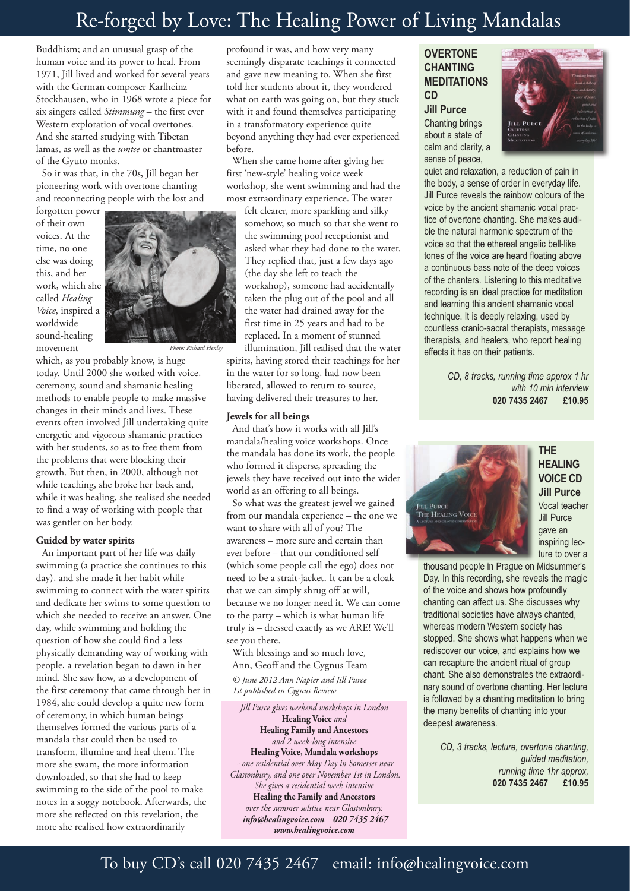# Re-forged by Love: The Healing Power of Living Mandalas

Buddhism; and an unusual grasp of the human voice and its power to heal. From 1971, Jill lived and worked for several years with the German composer Karlheinz Stockhausen, who in 1968 wrote a piece for six singers called *Stimmung* – the first ever Western exploration of vocal overtones. And she started studying with Tibetan lamas, as well as the *umtse* or chantmaster of the Gyuto monks.

So it was that, in the 70s, Jill began her pioneering work with overtone chanting and reconnecting people with the lost and forgotten power of their own voices. At the time, no one else was doing this, and her work, which she called *Healing Voice*, inspired a worldwide sound-healing movement which, as you probably know, is huge today. Until 2000 she worked with voice, ceremony, sound and shamanic healing methods to enable people to make massive changes in their minds and lives. These events often involved Jill undertaking quite energetic and vigorous shamanic practices with her students, so as to free them from the problems that were blocking their growth. But then, in 2000, although not while teaching, she broke her back and, while it was healing, she realised she needed to find a way of working with people that was gentler on her body.

*Photo: Richard Henley*

### Guided by water spirits

An important part of her life was daily swimming (a practice she continues to this day), and she made it her habit while swimming to connect with the water spirits and dedicate her swims to some question to which she needed to receive an answer. One day, while swimming and holding the question of how she could find a less physically demanding way of working with people, a revelation began to dawn in her mind. She saw how, as a development of the first ceremony that came through her in 1984, she could develop a quite new form of ceremony, in which human beings themselves formed the various parts of a mandala that could then be used to transform, illumine and heal them. The more she swam, the more information downloaded, so that she had to keep swimming to the side of the pool to make notes in a soggy notebook. Afterwards, the more she reflected on this revelation, the more she realised how extraordinarily profound it was, and how very many seemingly disparate teachings it connected and gave new meaning to. When she first told her students about it, they wondered what on earth was going on, but they stuck with it and found themselves participating in a transformatory experience quite beyond anything they had ever experienced before.

When she came home after giving her first 'new-style' healing voice week workshop, she went swimming and had the most extraordinary experience. The water felt clearer, more sparkling and silky somehow, so much so that she went to the swimming pool receptionist and asked what they had done to the water. They replied that, just a few days ago (the day she left to teach the workshop), someone had accidentally taken the plug out of the pool and all the water had drained away for the first time in 25 years and had to be replaced. In a moment of stunned illumination, Jill realised that the water spirits, having stored their teachings for her in the water for so long, had now been liberated, allowed to return to source, having delivered their treasures to her.

### Jewels for all beings

And that's how it works with all Jill's mandala/healing voice workshops. Once the mandala has done its work, the people who formed it disperse, spreading the jewels they have received out into the wider world as an offering to all beings.

So what was the greatest jewel we gained from our mandala experience – the one we want to share with all of you? The awareness – more sure and certain than ever before – that our conditioned self (which some people call the ego) does not need to be a strait-jacket. It can be a cloak that we can simply shrug off at will, because we no longer need it. We can come to the party – which is what human life truly is – dressed exactly as we ARE! We'll see you there.

With blessings and so much love,
Ann, Geoff and the Cygnus Team

*© June 2012 Ann Napier and Jill Purce*
*1st published in Cygnus Review*

*Jill Purce gives weekend workshops in London*
**Healing Voice** *and*
**Healing Family and Ancestors**
*and 2 week-long intensive*
**Healing Voice, Mandala workshops**
*- one residential over May Day in Somerset near Glastonbury, and one over November 1st in London. She gives a residential week intensive*
**Healing the Family and Ancestors**
*over the summer solstice near Glastonbury.*
***info@healingvoice.com 020 7435 2467***
***www.healingvoice.com***

### OVERTONE CHANTING MEDITATIONS CD
**Jill Purce**

Chanting brings about a state of calm and clarity, a sense of peace, quiet and relaxation, a reduction of pain in the body, a sense of order in everyday life. Jill Purce reveals the rainbow colours of the voice by the ancient shamanic vocal practice of overtone chanting. She makes audible the natural harmonic spectrum of the voice so that the ethereal angelic bell-like tones of the voice are heard floating above a continuous bass note of the deep voices of the chanters. Listening to this meditative recording is an ideal practice for meditation and learning this ancient shamanic vocal technique. It is deeply relaxing, used by countless cranio-sacral therapists, massage therapists, and healers, who report healing effects it has on their patients.

*CD, 8 tracks, running time approx 1 hr with 10 min interview*
**020 7435 2467 £10.95**

### THE HEALING VOICE CD
**Jill Purce**

Vocal teacher Jill Purce gave an inspiring lecture to over a thousand people in Prague on Midsummer's Day. In this recording, she reveals the magic of the voice and shows how profoundly chanting can affect us. She discusses why traditional societies have always chanted, whereas modern Western society has stopped. She shows what happens when we rediscover our voice, and explains how we can recapture the ancient ritual of group chant. She also demonstrates the extraordinary sound of overtone chanting. Her lecture is followed by a chanting meditation to bring the many benefits of chanting into your deepest awareness.

*CD, 3 tracks, lecture, overtone chanting, guided meditation, running time 1hr approx,*
**020 7435 2467 £10.95**

To buy CD's call 020 7435 2467 email: info@healingvoice.com